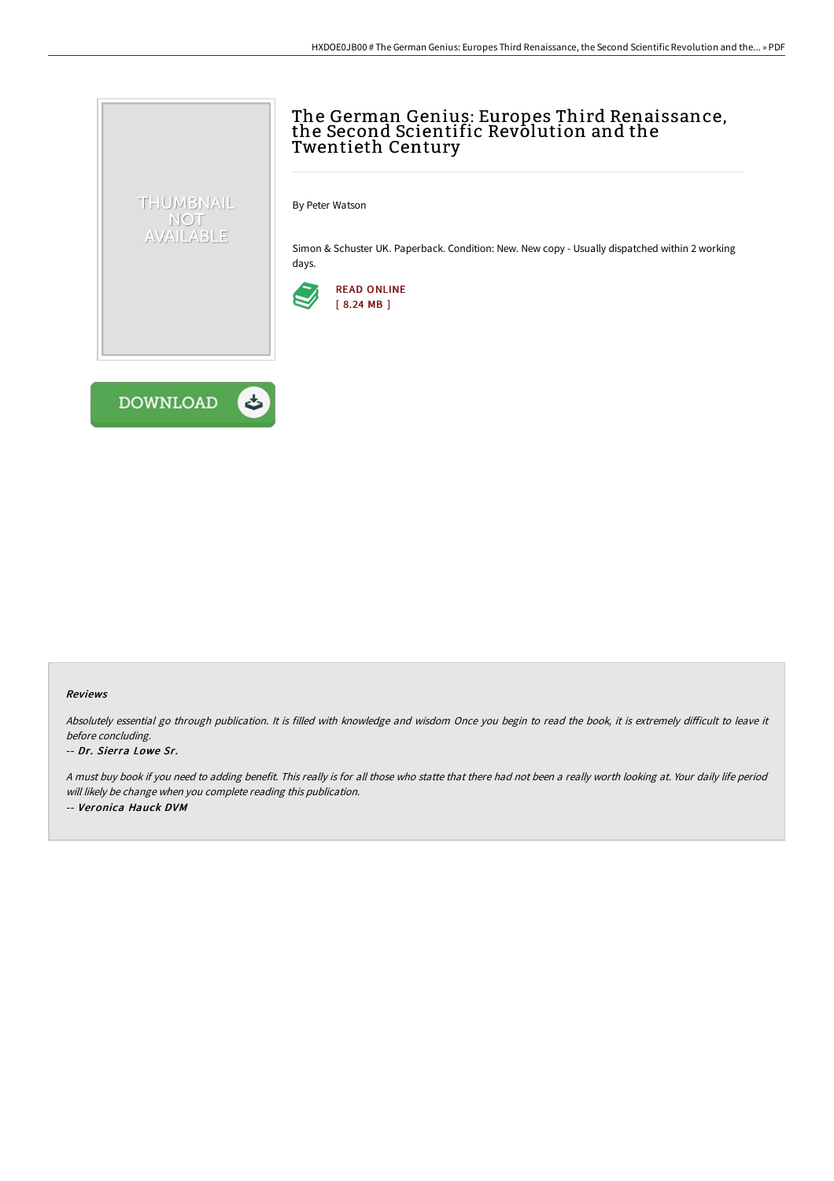# The German Genius: Europes Third Renaissance, the Second Scientific Revolution and the Twentieth Century

By Peter Watson

Simon & Schuster UK. Paperback. Condition: New. New copy - Usually dispatched within 2 working days.

READ ONLINE
[ 8.24 MB ]

DOWNLOAD

### Reviews

*Absolutely essential go through publication. It is filled with knowledge and wisdom Once you begin to read the book, it is extremely difficult to leave it before concluding.*

-- *Dr. Sierra Lowe Sr.*

*A must buy book if you need to adding benefit. This really is for all those who statte that there had not been a really worth looking at. Your daily life period will likely be change when you complete reading this publication.*

-- *Veronica Hauck DVM*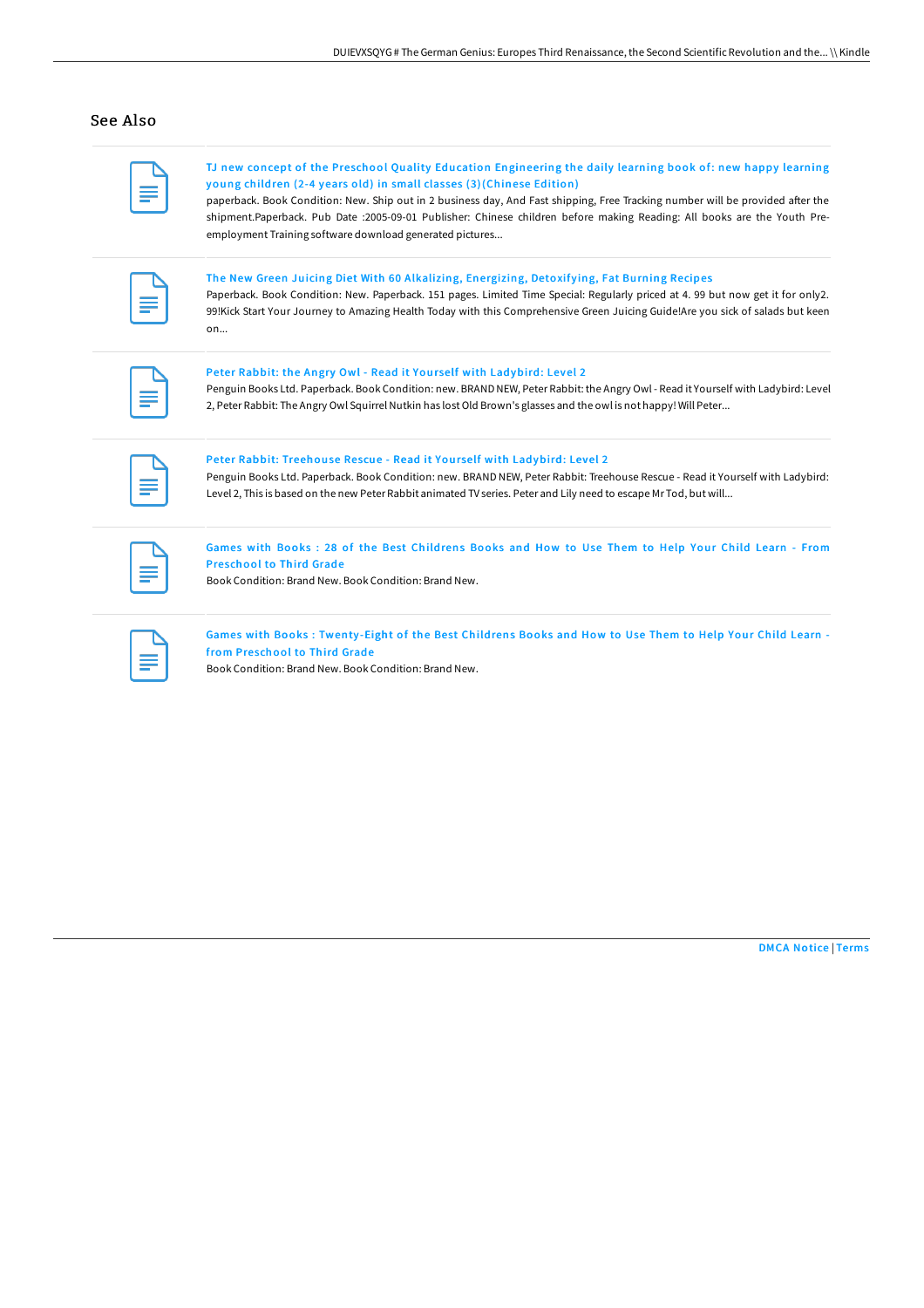## See Also

**TJ new concept of the Preschool Quality Education Engineering the daily learning book of: new happy learning young children (2-4 years old) in small classes (3)(Chinese Edition)**

paperback. Book Condition: New. Ship out in 2 business day, And Fast shipping, Free Tracking number will be provided after the shipment.Paperback. Pub Date :2005-09-01 Publisher: Chinese children before making Reading: All books are the Youth Pre-employment Training software download generated pictures...

**The New Green Juicing Diet With 60 Alkalizing, Energizing, Detoxifying, Fat Burning Recipes**

Paperback. Book Condition: New. Paperback. 151 pages. Limited Time Special: Regularly priced at 4. 99 but now get it for only2. 99!Kick Start Your Journey to Amazing Health Today with this Comprehensive Green Juicing Guide!Are you sick of salads but keen on...

**Peter Rabbit: the Angry Owl - Read it Yourself with Ladybird: Level 2**

Penguin Books Ltd. Paperback. Book Condition: new. BRAND NEW, Peter Rabbit: the Angry Owl - Read it Yourself with Ladybird: Level 2, Peter Rabbit: The Angry Owl Squirrel Nutkin has lost Old Brown's glasses and the owl is not happy! Will Peter...

**Peter Rabbit: Treehouse Rescue - Read it Yourself with Ladybird: Level 2**

Penguin Books Ltd. Paperback. Book Condition: new. BRAND NEW, Peter Rabbit: Treehouse Rescue - Read it Yourself with Ladybird: Level 2, This is based on the new Peter Rabbit animated TV series. Peter and Lily need to escape Mr Tod, but will...

**Games with Books : 28 of the Best Childrens Books and How to Use Them to Help Your Child Learn - From Preschool to Third Grade**

Book Condition: Brand New. Book Condition: Brand New.

**Games with Books : Twenty-Eight of the Best Childrens Books and How to Use Them to Help Your Child Learn - from Preschool to Third Grade**

Book Condition: Brand New. Book Condition: Brand New.

DMCA Notice | Terms